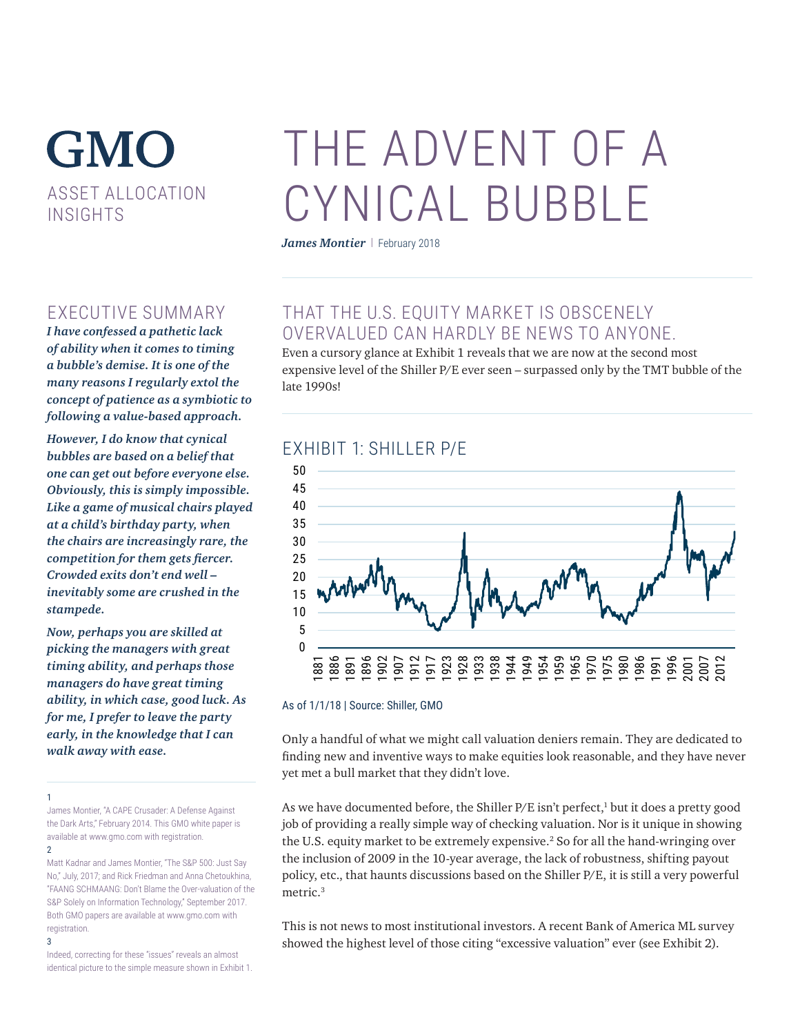# GMO

ASSET ALLOCATION INSIGHTS

# THE ADVENT OF A CYNICAL BUBBLE

***James Montier*** | February 2018

## EXECUTIVE SUMMARY

***I have confessed a pathetic lack of ability when it comes to timing a bubble's demise. It is one of the many reasons I regularly extol the concept of patience as a symbiotic to following a value-based approach.***

***However, I do know that cynical bubbles are based on a belief that one can get out before everyone else. Obviously, this is simply impossible. Like a game of musical chairs played at a child's birthday party, when the chairs are increasingly rare, the competition for them gets fiercer. Crowded exits don't end well – inevitably some are crushed in the stampede.***

***Now, perhaps you are skilled at picking the managers with great timing ability, and perhaps those managers do have great timing ability, in which case, good luck. As for me, I prefer to leave the party early, in the knowledge that I can walk away with ease.***

## THAT THE U.S. EQUITY MARKET IS OBSCENELY OVERVALUED CAN HARDLY BE NEWS TO ANYONE.

Even a cursory glance at Exhibit 1 reveals that we are now at the second most expensive level of the Shiller P/E ever seen – surpassed only by the TMT bubble of the late 1990s!

## EXHIBIT 1: SHILLER P/E

As of 1/1/18 | Source: Shiller, GMO

Only a handful of what we might call valuation deniers remain. They are dedicated to finding new and inventive ways to make equities look reasonable, and they have never yet met a bull market that they didn't love.

As we have documented before, the Shiller P/E isn't perfect,[1] but it does a pretty good job of providing a really simple way of checking valuation. Nor is it unique in showing the U.S. equity market to be extremely expensive.[2] So for all the hand-wringing over the inclusion of 2009 in the 10-year average, the lack of robustness, shifting payout policy, etc., that haunts discussions based on the Shiller P/E, it is still a very powerful metric.[3]

This is not news to most institutional investors. A recent Bank of America ML survey showed the highest level of those citing "excessive valuation" ever (see Exhibit 2).

---

[1] James Montier, "A CAPE Crusader: A Defense Against the Dark Arts," February 2014. This GMO white paper is available at www.gmo.com with registration.

[2] Matt Kadnar and James Montier, "The S&P 500: Just Say No," July, 2017; and Rick Friedman and Anna Chetoukhina, "FAANG SCHMAANG: Don't Blame the Over-valuation of the S&P Solely on Information Technology," September 2017. Both GMO papers are available at www.gmo.com with registration.

[3] Indeed, correcting for these "issues" reveals an almost identical picture to the simple measure shown in Exhibit 1.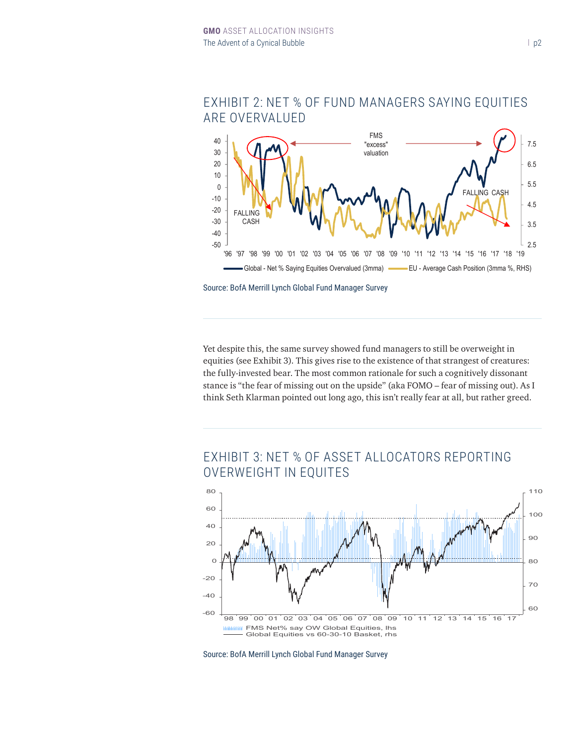## EXHIBIT 2: NET % OF FUND MANAGERS SAYING EQUITIES ARE OVERVALUED

Source: BofA Merrill Lynch Global Fund Manager Survey

Yet despite this, the same survey showed fund managers to still be overweight in equities (see Exhibit 3). This gives rise to the existence of that strangest of creatures: the fully-invested bear. The most common rationale for such a cognitively dissonant stance is "the fear of missing out on the upside" (aka FOMO – fear of missing out). As I think Seth Klarman pointed out long ago, this isn't really fear at all, but rather greed.

## EXHIBIT 3: NET % OF ASSET ALLOCATORS REPORTING OVERWEIGHT IN EQUITES

Source: BofA Merrill Lynch Global Fund Manager Survey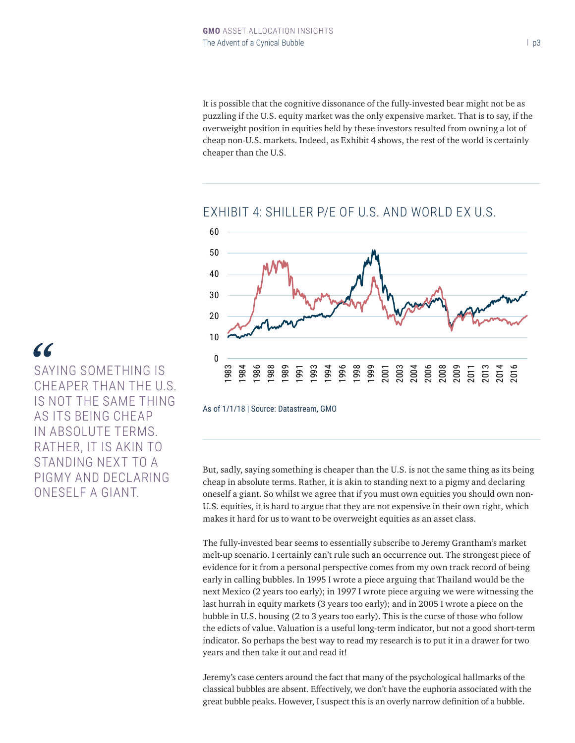It is possible that the cognitive dissonance of the fully-invested bear might not be as puzzling if the U.S. equity market was the only expensive market. That is to say, if the overweight position in equities held by these investors resulted from owning a lot of cheap non-U.S. markets. Indeed, as Exhibit 4 shows, the rest of the world is certainly cheaper than the U.S.

## EXHIBIT 4: SHILLER P/E OF U.S. AND WORLD EX U.S.

As of 1/1/18 | Source: Datastream, GMO

> SAYING SOMETHING IS CHEAPER THAN THE U.S. IS NOT THE SAME THING AS ITS BEING CHEAP IN ABSOLUTE TERMS. RATHER, IT IS AKIN TO STANDING NEXT TO A PIGMY AND DECLARING ONESELF A GIANT.

But, sadly, saying something is cheaper than the U.S. is not the same thing as its being cheap in absolute terms. Rather, it is akin to standing next to a pigmy and declaring oneself a giant. So whilst we agree that if you must own equities you should own non-U.S. equities, it is hard to argue that they are not expensive in their own right, which makes it hard for us to want to be overweight equities as an asset class.

The fully-invested bear seems to essentially subscribe to Jeremy Grantham's market melt-up scenario. I certainly can't rule such an occurrence out. The strongest piece of evidence for it from a personal perspective comes from my own track record of being early in calling bubbles. In 1995 I wrote a piece arguing that Thailand would be the next Mexico (2 years too early); in 1997 I wrote piece arguing we were witnessing the last hurrah in equity markets (3 years too early); and in 2005 I wrote a piece on the bubble in U.S. housing (2 to 3 years too early). This is the curse of those who follow the edicts of value. Valuation is a useful long-term indicator, but not a good short-term indicator. So perhaps the best way to read my research is to put it in a drawer for two years and then take it out and read it!

Jeremy's case centers around the fact that many of the psychological hallmarks of the classical bubbles are absent. Effectively, we don't have the euphoria associated with the great bubble peaks. However, I suspect this is an overly narrow definition of a bubble.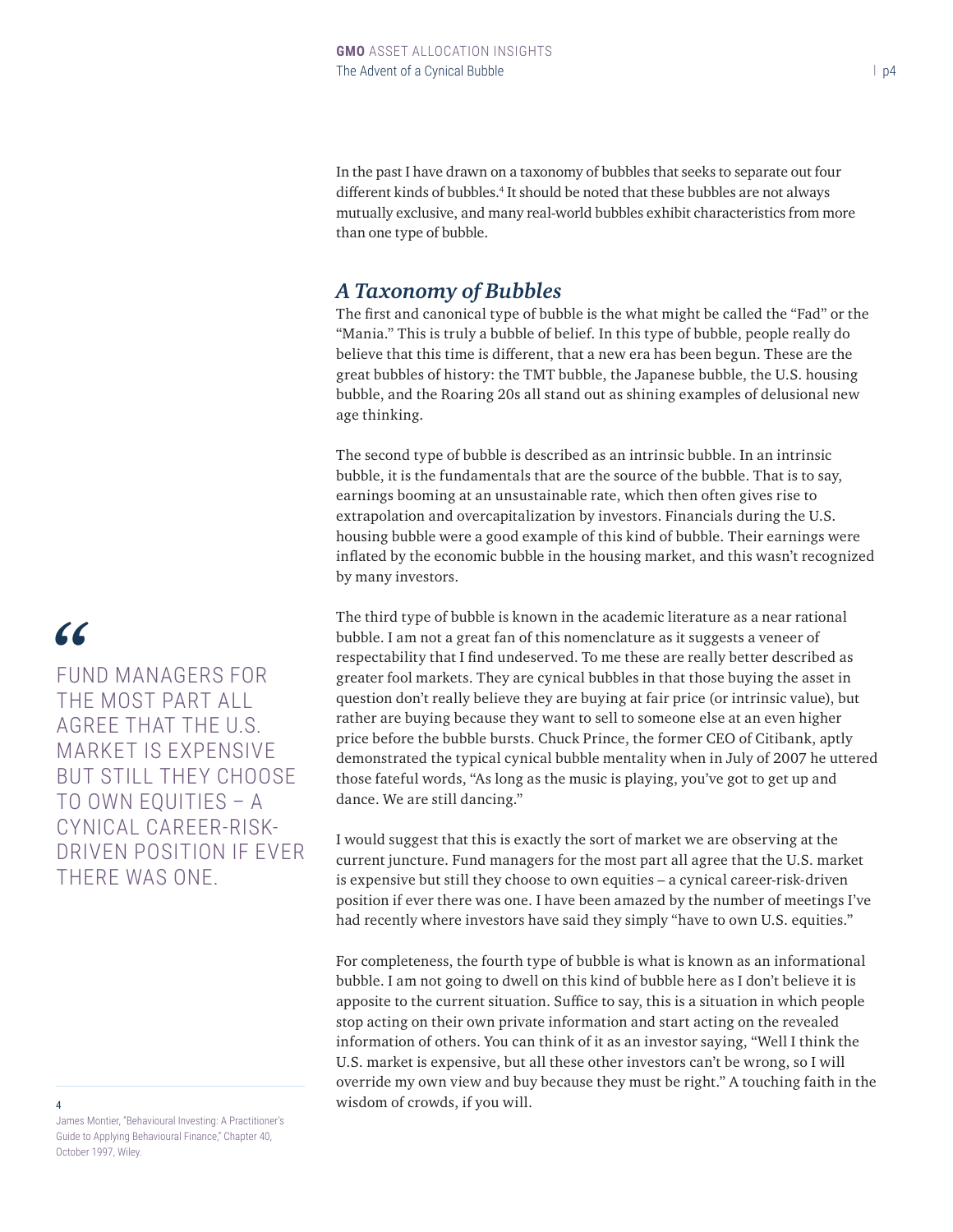In the past I have drawn on a taxonomy of bubbles that seeks to separate out four different kinds of bubbles.[4] It should be noted that these bubbles are not always mutually exclusive, and many real-world bubbles exhibit characteristics from more than one type of bubble.

## *A Taxonomy of Bubbles*

The first and canonical type of bubble is the what might be called the "Fad" or the "Mania." This is truly a bubble of belief. In this type of bubble, people really do believe that this time is different, that a new era has been begun. These are the great bubbles of history: the TMT bubble, the Japanese bubble, the U.S. housing bubble, and the Roaring 20s all stand out as shining examples of delusional new age thinking.

The second type of bubble is described as an intrinsic bubble. In an intrinsic bubble, it is the fundamentals that are the source of the bubble. That is to say, earnings booming at an unsustainable rate, which then often gives rise to extrapolation and overcapitalization by investors. Financials during the U.S. housing bubble were a good example of this kind of bubble. Their earnings were inflated by the economic bubble in the housing market, and this wasn't recognized by many investors.

The third type of bubble is known in the academic literature as a near rational bubble. I am not a great fan of this nomenclature as it suggests a veneer of respectability that I find undeserved. To me these are really better described as greater fool markets. They are cynical bubbles in that those buying the asset in question don't really believe they are buying at fair price (or intrinsic value), but rather are buying because they want to sell to someone else at an even higher price before the bubble bursts. Chuck Prince, the former CEO of Citibank, aptly demonstrated the typical cynical bubble mentality when in July of 2007 he uttered those fateful words, "As long as the music is playing, you've got to get up and dance. We are still dancing."

I would suggest that this is exactly the sort of market we are observing at the current juncture. Fund managers for the most part all agree that the U.S. market is expensive but still they choose to own equities – a cynical career-risk-driven position if ever there was one. I have been amazed by the number of meetings I've had recently where investors have said they simply "have to own U.S. equities."

> "FUND MANAGERS FOR THE MOST PART ALL AGREE THAT THE U.S. MARKET IS EXPENSIVE BUT STILL THEY CHOOSE TO OWN EQUITIES – A CYNICAL CAREER-RISK-DRIVEN POSITION IF EVER THERE WAS ONE.

For completeness, the fourth type of bubble is what is known as an informational bubble. I am not going to dwell on this kind of bubble here as I don't believe it is apposite to the current situation. Suffice to say, this is a situation in which people stop acting on their own private information and start acting on the revealed information of others. You can think of it as an investor saying, "Well I think the U.S. market is expensive, but all these other investors can't be wrong, so I will override my own view and buy because they must be right." A touching faith in the wisdom of crowds, if you will.

---

[4] James Montier, "Behavioural Investing: A Practitioner's Guide to Applying Behavioural Finance," Chapter 40, October 1997, Wiley.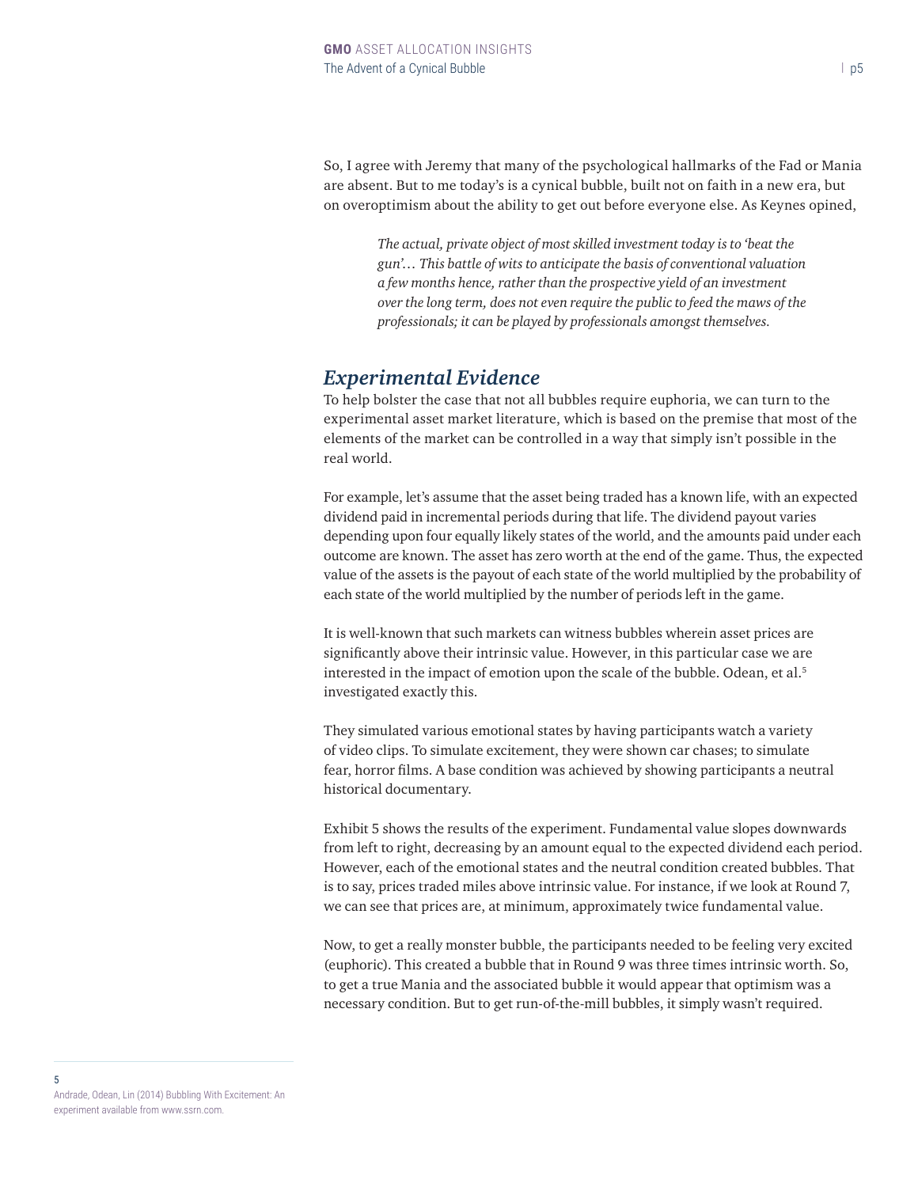So, I agree with Jeremy that many of the psychological hallmarks of the Fad or Mania are absent. But to me today's is a cynical bubble, built not on faith in a new era, but on overoptimism about the ability to get out before everyone else. As Keynes opined,

> *The actual, private object of most skilled investment today is to 'beat the gun'… This battle of wits to anticipate the basis of conventional valuation a few months hence, rather than the prospective yield of an investment over the long term, does not even require the public to feed the maws of the professionals; it can be played by professionals amongst themselves.*

## *Experimental Evidence*

To help bolster the case that not all bubbles require euphoria, we can turn to the experimental asset market literature, which is based on the premise that most of the elements of the market can be controlled in a way that simply isn't possible in the real world.

For example, let's assume that the asset being traded has a known life, with an expected dividend paid in incremental periods during that life. The dividend payout varies depending upon four equally likely states of the world, and the amounts paid under each outcome are known. The asset has zero worth at the end of the game. Thus, the expected value of the assets is the payout of each state of the world multiplied by the probability of each state of the world multiplied by the number of periods left in the game.

It is well-known that such markets can witness bubbles wherein asset prices are significantly above their intrinsic value. However, in this particular case we are interested in the impact of emotion upon the scale of the bubble. Odean, et al.[5] investigated exactly this.

They simulated various emotional states by having participants watch a variety of video clips. To simulate excitement, they were shown car chases; to simulate fear, horror films. A base condition was achieved by showing participants a neutral historical documentary.

Exhibit 5 shows the results of the experiment. Fundamental value slopes downwards from left to right, decreasing by an amount equal to the expected dividend each period. However, each of the emotional states and the neutral condition created bubbles. That is to say, prices traded miles above intrinsic value. For instance, if we look at Round 7, we can see that prices are, at minimum, approximately twice fundamental value.

Now, to get a really monster bubble, the participants needed to be feeling very excited (euphoric). This created a bubble that in Round 9 was three times intrinsic worth. So, to get a true Mania and the associated bubble it would appear that optimism was a necessary condition. But to get run-of-the-mill bubbles, it simply wasn't required.

---

[5] Andrade, Odean, Lin (2014) Bubbling With Excitement: An experiment available from www.ssrn.com.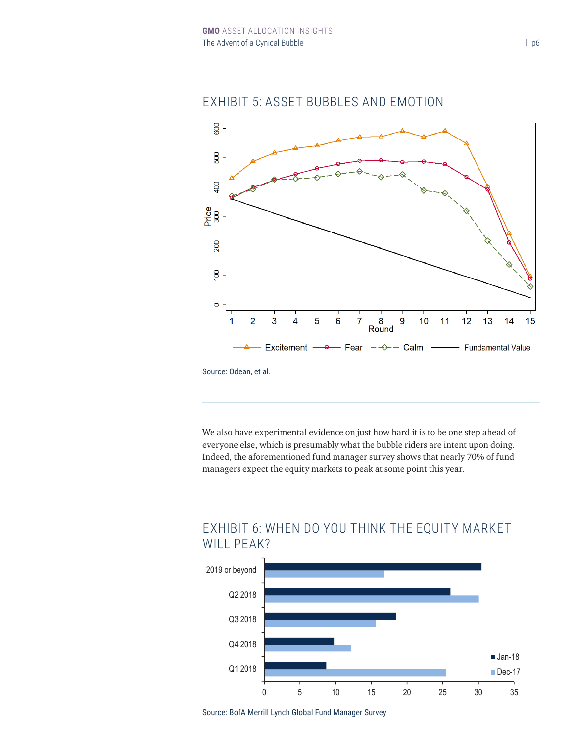## EXHIBIT 5: ASSET BUBBLES AND EMOTION

Source: Odean, et al.

---

We also have experimental evidence on just how hard it is to be one step ahead of everyone else, which is presumably what the bubble riders are intent upon doing. Indeed, the aforementioned fund manager survey shows that nearly 70% of fund managers expect the equity markets to peak at some point this year.

---

## EXHIBIT 6: WHEN DO YOU THINK THE EQUITY MARKET WILL PEAK?

Source: BofA Merrill Lynch Global Fund Manager Survey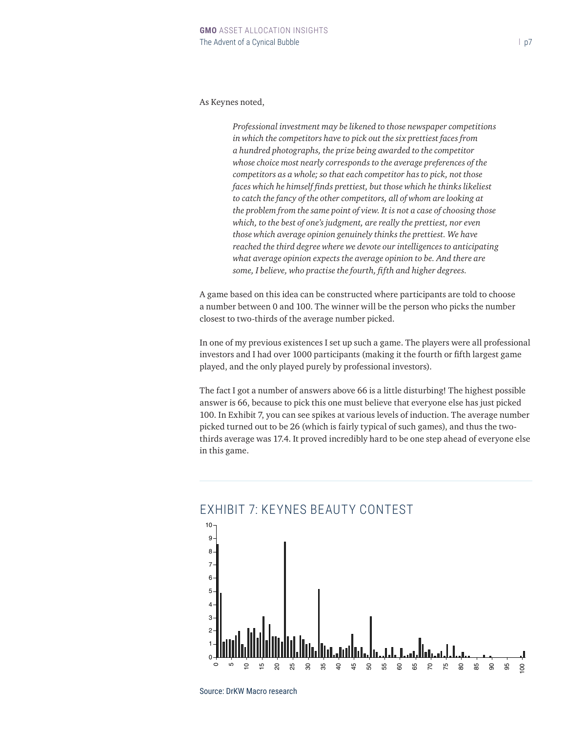As Keynes noted,

> *Professional investment may be likened to those newspaper competitions in which the competitors have to pick out the six prettiest faces from a hundred photographs, the prize being awarded to the competitor whose choice most nearly corresponds to the average preferences of the competitors as a whole; so that each competitor has to pick, not those faces which he himself finds prettiest, but those which he thinks likeliest to catch the fancy of the other competitors, all of whom are looking at the problem from the same point of view. It is not a case of choosing those which, to the best of one's judgment, are really the prettiest, nor even those which average opinion genuinely thinks the prettiest. We have reached the third degree where we devote our intelligences to anticipating what average opinion expects the average opinion to be. And there are some, I believe, who practise the fourth, fifth and higher degrees.*

A game based on this idea can be constructed where participants are told to choose a number between 0 and 100. The winner will be the person who picks the number closest to two-thirds of the average number picked.

In one of my previous existences I set up such a game. The players were all professional investors and I had over 1000 participants (making it the fourth or fifth largest game played, and the only played purely by professional investors).

The fact I got a number of answers above 66 is a little disturbing! The highest possible answer is 66, because to pick this one must believe that everyone else has just picked 100. In Exhibit 7, you can see spikes at various levels of induction. The average number picked turned out to be 26 (which is fairly typical of such games), and thus the two-thirds average was 17.4. It proved incredibly hard to be one step ahead of everyone else in this game.

## EXHIBIT 7: KEYNES BEAUTY CONTEST

Source: DrKW Macro research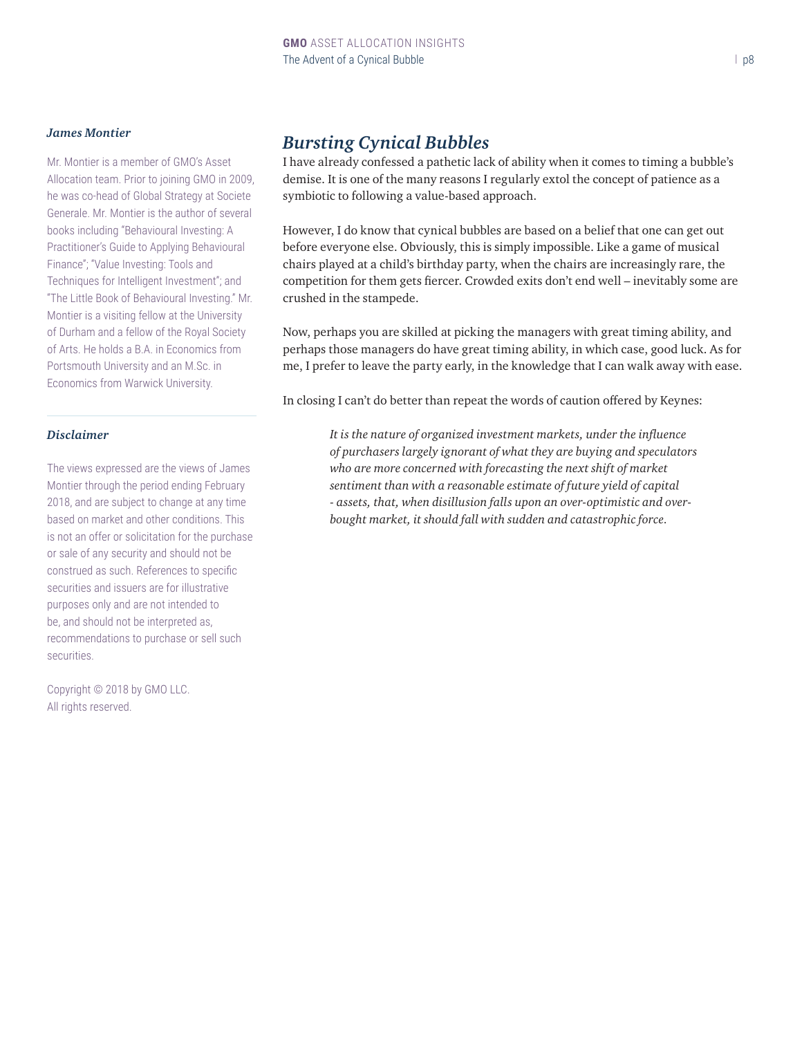## Bursting Cynical Bubbles

I have already confessed a pathetic lack of ability when it comes to timing a bubble's demise. It is one of the many reasons I regularly extol the concept of patience as a symbiotic to following a value-based approach.

However, I do know that cynical bubbles are based on a belief that one can get out before everyone else. Obviously, this is simply impossible. Like a game of musical chairs played at a child's birthday party, when the chairs are increasingly rare, the competition for them gets fiercer. Crowded exits don't end well – inevitably some are crushed in the stampede.

Now, perhaps you are skilled at picking the managers with great timing ability, and perhaps those managers do have great timing ability, in which case, good luck. As for me, I prefer to leave the party early, in the knowledge that I can walk away with ease.

In closing I can't do better than repeat the words of caution offered by Keynes:

> *It is the nature of organized investment markets, under the influence of purchasers largely ignorant of what they are buying and speculators who are more concerned with forecasting the next shift of market sentiment than with a reasonable estimate of future yield of capital - assets, that, when disillusion falls upon an over-optimistic and over-bought market, it should fall with sudden and catastrophic force.*

### *James Montier*

Mr. Montier is a member of GMO's Asset Allocation team. Prior to joining GMO in 2009, he was co-head of Global Strategy at Societe Generale. Mr. Montier is the author of several books including "Behavioural Investing: A Practitioner's Guide to Applying Behavioural Finance"; "Value Investing: Tools and Techniques for Intelligent Investment"; and "The Little Book of Behavioural Investing." Mr. Montier is a visiting fellow at the University of Durham and a fellow of the Royal Society of Arts. He holds a B.A. in Economics from Portsmouth University and an M.Sc. in Economics from Warwick University.

### *Disclaimer*

The views expressed are the views of James Montier through the period ending February 2018, and are subject to change at any time based on market and other conditions. This is not an offer or solicitation for the purchase or sale of any security and should not be construed as such. References to specific securities and issuers are for illustrative purposes only and are not intended to be, and should not be interpreted as, recommendations to purchase or sell such securities.

Copyright © 2018 by GMO LLC.
All rights reserved.